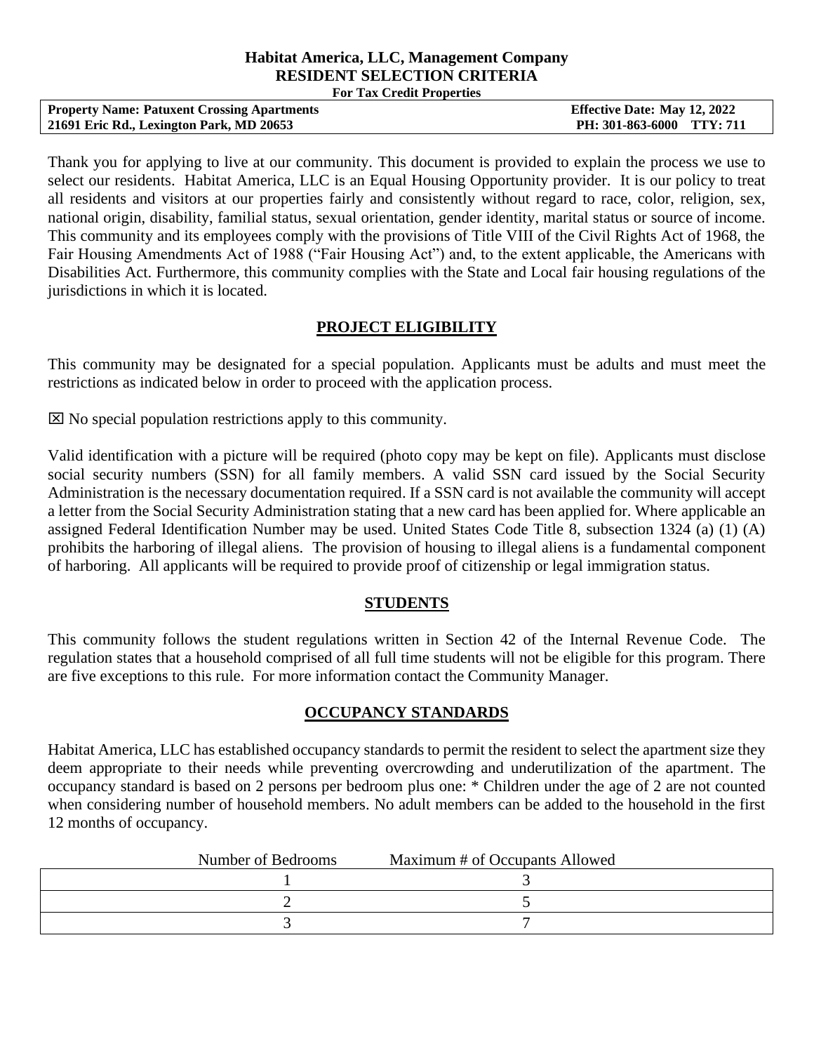**Habitat America, LLC, Management Company**
**RESIDENT SELECTION CRITERIA**
**For Tax Credit Properties**

| **Property Name: Patuxent Crossing Apartments** | **Effective Date: May 12, 2022** |
| --- | --- |
| **21691 Eric Rd., Lexington Park, MD 20653** | **PH: 301-863-6000 TTY: 711** |

Thank you for applying to live at our community. This document is provided to explain the process we use to select our residents. Habitat America, LLC is an Equal Housing Opportunity provider. It is our policy to treat all residents and visitors at our properties fairly and consistently without regard to race, color, religion, sex, national origin, disability, familial status, sexual orientation, gender identity, marital status or source of income. This community and its employees comply with the provisions of Title VIII of the Civil Rights Act of 1968, the Fair Housing Amendments Act of 1988 ("Fair Housing Act") and, to the extent applicable, the Americans with Disabilities Act. Furthermore, this community complies with the State and Local fair housing regulations of the jurisdictions in which it is located.

## PROJECT ELIGIBILITY

This community may be designated for a special population. Applicants must be adults and must meet the restrictions as indicated below in order to proceed with the application process.

☒ No special population restrictions apply to this community.

Valid identification with a picture will be required (photo copy may be kept on file). Applicants must disclose social security numbers (SSN) for all family members. A valid SSN card issued by the Social Security Administration is the necessary documentation required. If a SSN card is not available the community will accept a letter from the Social Security Administration stating that a new card has been applied for. Where applicable an assigned Federal Identification Number may be used. United States Code Title 8, subsection 1324 (a) (1) (A) prohibits the harboring of illegal aliens. The provision of housing to illegal aliens is a fundamental component of harboring. All applicants will be required to provide proof of citizenship or legal immigration status.

## STUDENTS

This community follows the student regulations written in Section 42 of the Internal Revenue Code. The regulation states that a household comprised of all full time students will not be eligible for this program. There are five exceptions to this rule. For more information contact the Community Manager.

## OCCUPANCY STANDARDS

Habitat America, LLC has established occupancy standards to permit the resident to select the apartment size they deem appropriate to their needs while preventing overcrowding and underutilization of the apartment. The occupancy standard is based on 2 persons per bedroom plus one: * Children under the age of 2 are not counted when considering number of household members. No adult members can be added to the household in the first 12 months of occupancy.

| Number of Bedrooms | Maximum # of Occupants Allowed |
| --- | --- |
| 1 | 3 |
| 2 | 5 |
| 3 | 7 |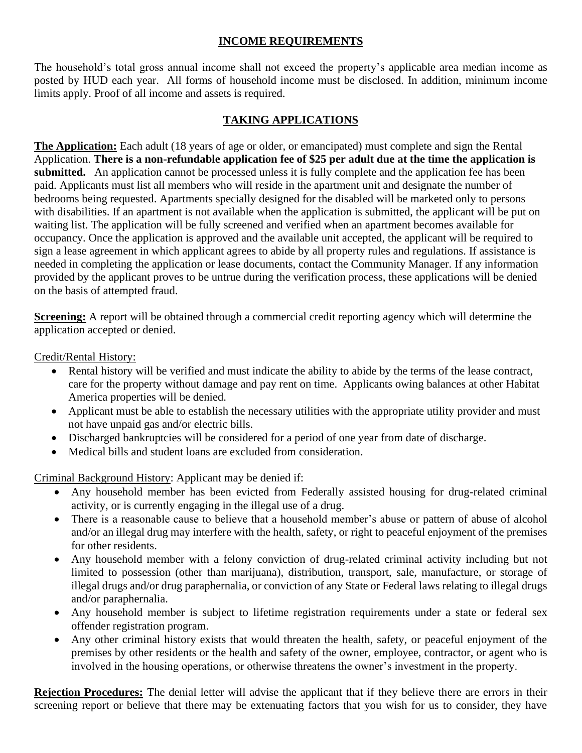## INCOME REQUIREMENTS

The household's total gross annual income shall not exceed the property's applicable area median income as posted by HUD each year. All forms of household income must be disclosed. In addition, minimum income limits apply. Proof of all income and assets is required.

## TAKING APPLICATIONS

**The Application:** Each adult (18 years of age or older, or emancipated) must complete and sign the Rental Application. **There is a non-refundable application fee of $25 per adult due at the time the application is submitted.** An application cannot be processed unless it is fully complete and the application fee has been paid. Applicants must list all members who will reside in the apartment unit and designate the number of bedrooms being requested. Apartments specially designed for the disabled will be marketed only to persons with disabilities. If an apartment is not available when the application is submitted, the applicant will be put on waiting list. The application will be fully screened and verified when an apartment becomes available for occupancy. Once the application is approved and the available unit accepted, the applicant will be required to sign a lease agreement in which applicant agrees to abide by all property rules and regulations. If assistance is needed in completing the application or lease documents, contact the Community Manager. If any information provided by the applicant proves to be untrue during the verification process, these applications will be denied on the basis of attempted fraud.

**Screening:** A report will be obtained through a commercial credit reporting agency which will determine the application accepted or denied.

Credit/Rental History:

- Rental history will be verified and must indicate the ability to abide by the terms of the lease contract, care for the property without damage and pay rent on time. Applicants owing balances at other Habitat America properties will be denied.
- Applicant must be able to establish the necessary utilities with the appropriate utility provider and must not have unpaid gas and/or electric bills.
- Discharged bankruptcies will be considered for a period of one year from date of discharge.
- Medical bills and student loans are excluded from consideration.

Criminal Background History: Applicant may be denied if:

- Any household member has been evicted from Federally assisted housing for drug-related criminal activity, or is currently engaging in the illegal use of a drug.
- There is a reasonable cause to believe that a household member's abuse or pattern of abuse of alcohol and/or an illegal drug may interfere with the health, safety, or right to peaceful enjoyment of the premises for other residents.
- Any household member with a felony conviction of drug-related criminal activity including but not limited to possession (other than marijuana), distribution, transport, sale, manufacture, or storage of illegal drugs and/or drug paraphernalia, or conviction of any State or Federal laws relating to illegal drugs and/or paraphernalia.
- Any household member is subject to lifetime registration requirements under a state or federal sex offender registration program.
- Any other criminal history exists that would threaten the health, safety, or peaceful enjoyment of the premises by other residents or the health and safety of the owner, employee, contractor, or agent who is involved in the housing operations, or otherwise threatens the owner's investment in the property.

**Rejection Procedures:** The denial letter will advise the applicant that if they believe there are errors in their screening report or believe that there may be extenuating factors that you wish for us to consider, they have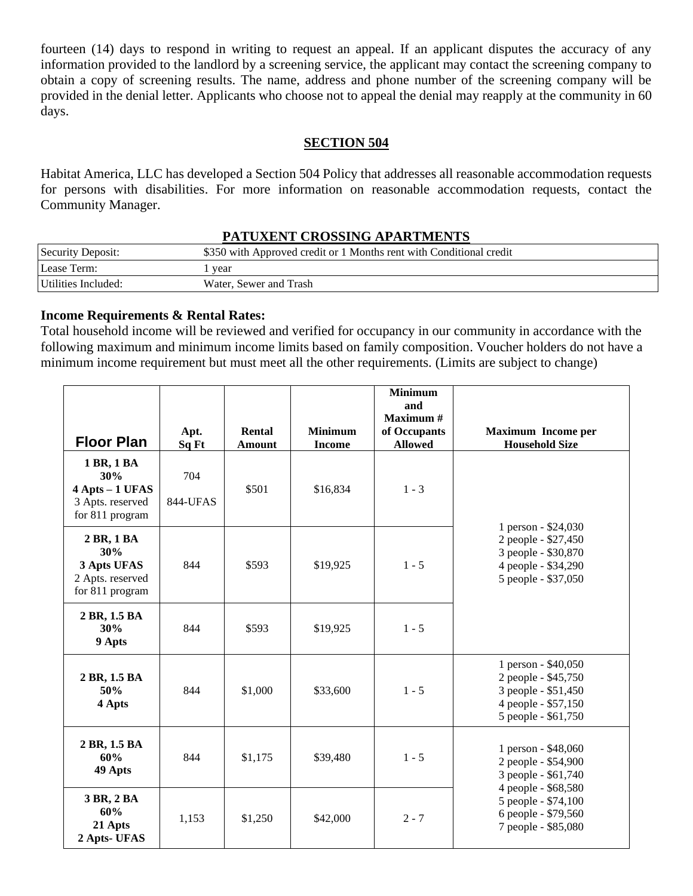fourteen (14) days to respond in writing to request an appeal. If an applicant disputes the accuracy of any information provided to the landlord by a screening service, the applicant may contact the screening company to obtain a copy of screening results. The name, address and phone number of the screening company will be provided in the denial letter. Applicants who choose not to appeal the denial may reapply at the community in 60 days.

## SECTION 504

Habitat America, LLC has developed a Section 504 Policy that addresses all reasonable accommodation requests for persons with disabilities. For more information on reasonable accommodation requests, contact the Community Manager.

## PATUXENT CROSSING APARTMENTS

| | |
|---|---|
| Security Deposit: | $350 with Approved credit or 1 Months rent with Conditional credit |
| Lease Term: | 1 year |
| Utilities Included: | Water, Sewer and Trash |

**Income Requirements & Rental Rates:**
Total household income will be reviewed and verified for occupancy in our community in accordance with the following maximum and minimum income limits based on family composition. Voucher holders do not have a minimum income requirement but must meet all the other requirements. (Limits are subject to change)

| Floor Plan | Apt. Sq Ft | Rental Amount | Minimum Income | Minimum and Maximum # of Occupants Allowed | Maximum Income per Household Size |
|---|---|---|---|---|---|
| **1 BR, 1 BA 30% 4 Apts – 1 UFAS** 3 Apts. reserved for 811 program | 704 844-UFAS | $501 | $16,834 | 1 - 3 | 1 person - $24,030<br>2 people - $27,450<br>3 people - $30,870<br>4 people - $34,290<br>5 people - $37,050 |
| **2 BR, 1 BA 30% 3 Apts UFAS** 2 Apts. reserved for 811 program | 844 | $593 | $19,925 | 1 - 5 | |
| **2 BR, 1.5 BA 30% 9 Apts** | 844 | $593 | $19,925 | 1 - 5 | |
| **2 BR, 1.5 BA 50% 4 Apts** | 844 | $1,000 | $33,600 | 1 - 5 | 1 person - $40,050<br>2 people - $45,750<br>3 people - $51,450<br>4 people - $57,150<br>5 people - $61,750 |
| **2 BR, 1.5 BA 60% 49 Apts** | 844 | $1,175 | $39,480 | 1 - 5 | 1 person - $48,060<br>2 people - $54,900<br>3 people - $61,740<br>4 people - $68,580<br>5 people - $74,100<br>6 people - $79,560<br>7 people - $85,080 |
| **3 BR, 2 BA 60% 21 Apts 2 Apts- UFAS** | 1,153 | $1,250 | $42,000 | 2 - 7 | |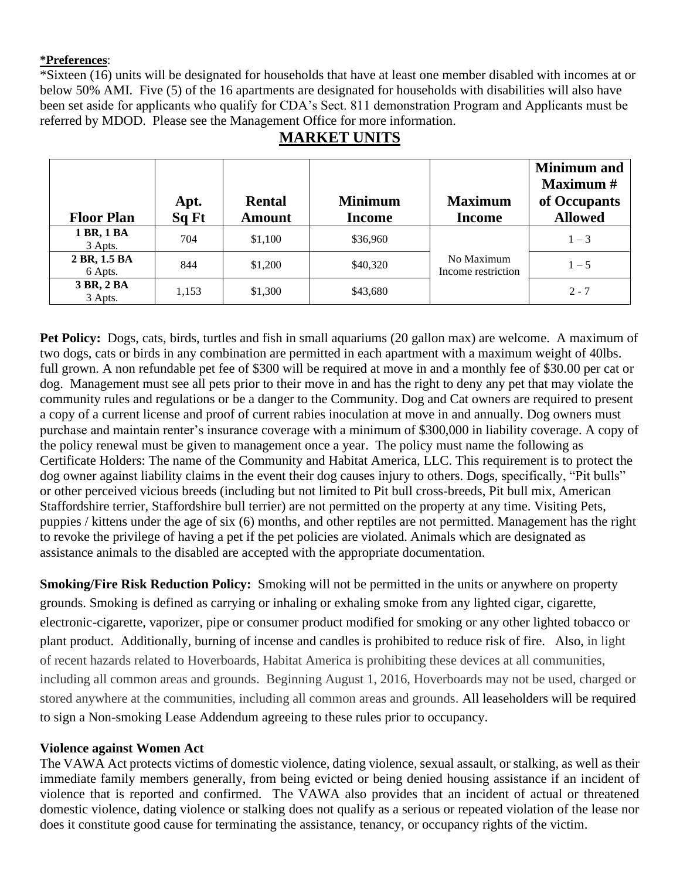**\*Preferences**:

\*Sixteen (16) units will be designated for households that have at least one member disabled with incomes at or below 50% AMI. Five (5) of the 16 apartments are designated for households with disabilities will also have been set aside for applicants who qualify for CDA's Sect. 811 demonstration Program and Applicants must be referred by MDOD. Please see the Management Office for more information.

## MARKET UNITS

| Floor Plan | Apt. Sq Ft | Rental Amount | Minimum Income | Maximum Income | Minimum and Maximum # of Occupants Allowed |
|---|---|---|---|---|---|
| **1 BR, 1 BA** 3 Apts. | 704 | $1,100 | $36,960 | No Maximum Income restriction | 1 – 3 |
| **2 BR, 1.5 BA** 6 Apts. | 844 | $1,200 | $40,320 | | 1 – 5 |
| **3 BR, 2 BA** 3 Apts. | 1,153 | $1,300 | $43,680 | | 2 - 7 |

**Pet Policy:** Dogs, cats, birds, turtles and fish in small aquariums (20 gallon max) are welcome. A maximum of two dogs, cats or birds in any combination are permitted in each apartment with a maximum weight of 40lbs. full grown. A non refundable pet fee of $300 will be required at move in and a monthly fee of $30.00 per cat or dog. Management must see all pets prior to their move in and has the right to deny any pet that may violate the community rules and regulations or be a danger to the Community. Dog and Cat owners are required to present a copy of a current license and proof of current rabies inoculation at move in and annually. Dog owners must purchase and maintain renter's insurance coverage with a minimum of $300,000 in liability coverage. A copy of the policy renewal must be given to management once a year. The policy must name the following as Certificate Holders: The name of the Community and Habitat America, LLC. This requirement is to protect the dog owner against liability claims in the event their dog causes injury to others. Dogs, specifically, "Pit bulls" or other perceived vicious breeds (including but not limited to Pit bull cross-breeds, Pit bull mix, American Staffordshire terrier, Staffordshire bull terrier) are not permitted on the property at any time. Visiting Pets, puppies / kittens under the age of six (6) months, and other reptiles are not permitted. Management has the right to revoke the privilege of having a pet if the pet policies are violated. Animals which are designated as assistance animals to the disabled are accepted with the appropriate documentation.

**Smoking/Fire Risk Reduction Policy:** Smoking will not be permitted in the units or anywhere on property grounds. Smoking is defined as carrying or inhaling or exhaling smoke from any lighted cigar, cigarette, electronic-cigarette, vaporizer, pipe or consumer product modified for smoking or any other lighted tobacco or plant product. Additionally, burning of incense and candles is prohibited to reduce risk of fire. Also, in light of recent hazards related to Hoverboards, Habitat America is prohibiting these devices at all communities, including all common areas and grounds. Beginning August 1, 2016, Hoverboards may not be used, charged or stored anywhere at the communities, including all common areas and grounds. All leaseholders will be required to sign a Non-smoking Lease Addendum agreeing to these rules prior to occupancy.

**Violence against Women Act**

The VAWA Act protects victims of domestic violence, dating violence, sexual assault, or stalking, as well as their immediate family members generally, from being evicted or being denied housing assistance if an incident of violence that is reported and confirmed. The VAWA also provides that an incident of actual or threatened domestic violence, dating violence or stalking does not qualify as a serious or repeated violation of the lease nor does it constitute good cause for terminating the assistance, tenancy, or occupancy rights of the victim.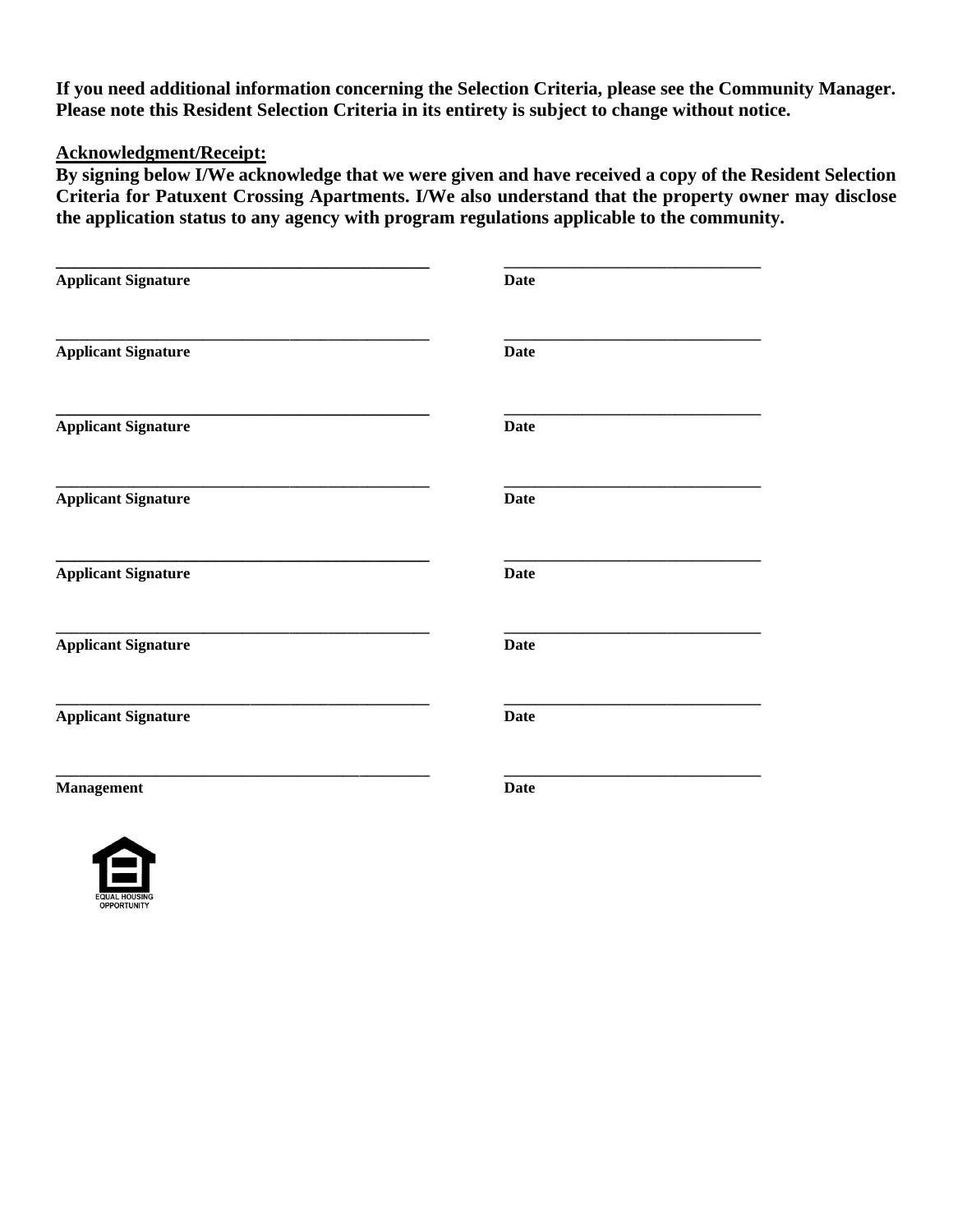**If you need additional information concerning the Selection Criteria, please see the Community Manager. Please note this Resident Selection Criteria in its entirety is subject to change without notice.**

**Acknowledgment/Receipt:**

**By signing below I/We acknowledge that we were given and have received a copy of the Resident Selection Criteria for Patuxent Crossing Apartments. I/We also understand that the property owner may disclose the application status to any agency with program regulations applicable to the community.**

| | |
|---|---|
| ______________________________ | ______________________ |
| **Applicant Signature** | **Date** |
| ______________________________ | ______________________ |
| **Applicant Signature** | **Date** |
| ______________________________ | ______________________ |
| **Applicant Signature** | **Date** |
| ______________________________ | ______________________ |
| **Applicant Signature** | **Date** |
| ______________________________ | ______________________ |
| **Applicant Signature** | **Date** |
| ______________________________ | ______________________ |
| **Applicant Signature** | **Date** |
| ______________________________ | ______________________ |
| **Applicant Signature** | **Date** |
| ______________________________ | ______________________ |
| **Management** | **Date** |

EQUAL HOUSING OPPORTUNITY